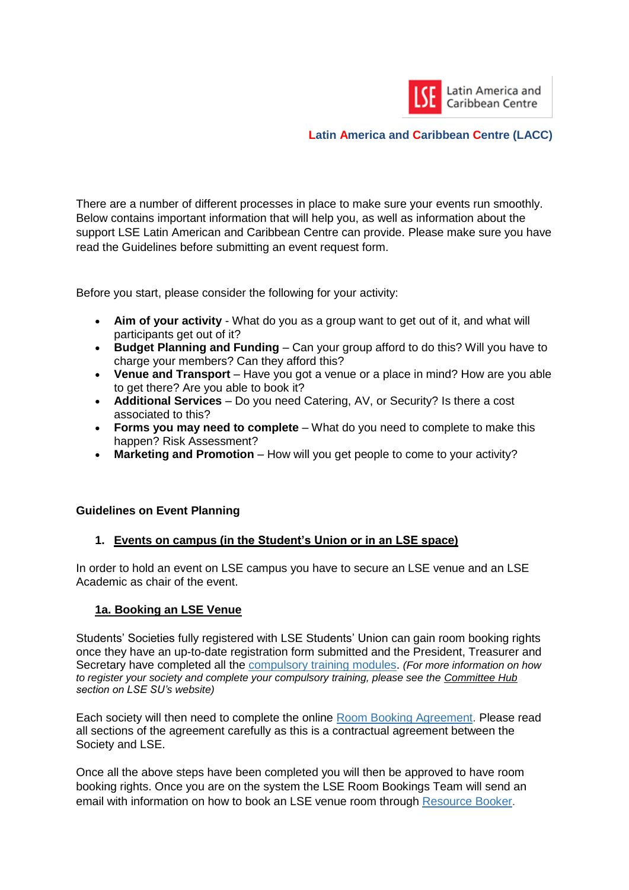Latin America and Caribbean Centre

**Latin America and Caribbean Centre (LACC)**

There are a number of different processes in place to make sure your events run smoothly. Below contains important information that will help you, as well as information about the support LSE Latin American and Caribbean Centre can provide. Please make sure you have read the Guidelines before submitting an event request form.

Before you start, please consider the following for your activity:

- **Aim of your activity** - What do you as a group want to get out of it, and what will participants get out of it?
- **Budget Planning and Funding** – Can your group afford to do this? Will you have to charge your members? Can they afford this?
- **Venue and Transport** – Have you got a venue or a place in mind? How are you able to get there? Are you able to book it?
- **Additional Services** – Do you need Catering, AV, or Security? Is there a cost associated to this?
- **Forms you may need to complete** – What do you need to complete to make this happen? Risk Assessment?
- **Marketing and Promotion** – How will you get people to come to your activity?

## Guidelines on Event Planning

### 1. Events on campus (in the Student's Union or in an LSE space)

In order to hold an event on LSE campus you have to secure an LSE venue and an LSE Academic as chair of the event.

#### 1a. Booking an LSE Venue

Students' Societies fully registered with LSE Students' Union can gain room booking rights once they have an up-to-date registration form submitted and the President, Treasurer and Secretary have completed all the compulsory training modules. *(For more information on how to register your society and complete your compulsory training, please see the Committee Hub section on LSE SU's website)*

Each society will then need to complete the online Room Booking Agreement. Please read all sections of the agreement carefully as this is a contractual agreement between the Society and LSE.

Once all the above steps have been completed you will then be approved to have room booking rights. Once you are on the system the LSE Room Bookings Team will send an email with information on how to book an LSE venue room through Resource Booker.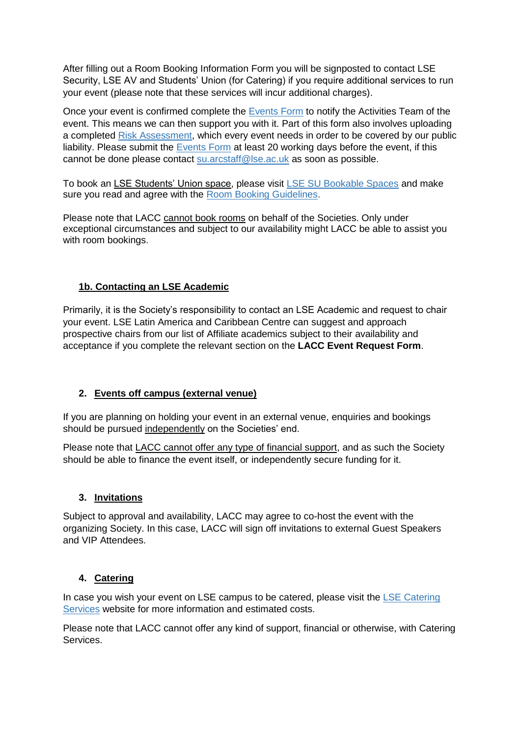After filling out a Room Booking Information Form you will be signposted to contact LSE Security, LSE AV and Students' Union (for Catering) if you require additional services to run your event (please note that these services will incur additional charges).

Once your event is confirmed complete the Events Form to notify the Activities Team of the event. This means we can then support you with it. Part of this form also involves uploading a completed Risk Assessment, which every event needs in order to be covered by our public liability. Please submit the Events Form at least 20 working days before the event, if this cannot be done please contact su.arcstaff@lse.ac.uk as soon as possible.

To book an LSE Students' Union space, please visit LSE SU Bookable Spaces and make sure you read and agree with the Room Booking Guidelines.

Please note that LACC cannot book rooms on behalf of the Societies. Only under exceptional circumstances and subject to our availability might LACC be able to assist you with room bookings.

### 1b. Contacting an LSE Academic

Primarily, it is the Society's responsibility to contact an LSE Academic and request to chair your event. LSE Latin America and Caribbean Centre can suggest and approach prospective chairs from our list of Affiliate academics subject to their availability and acceptance if you complete the relevant section on the **LACC Event Request Form**.

## 2. Events off campus (external venue)

If you are planning on holding your event in an external venue, enquiries and bookings should be pursued independently on the Societies' end.

Please note that LACC cannot offer any type of financial support, and as such the Society should be able to finance the event itself, or independently secure funding for it.

## 3. Invitations

Subject to approval and availability, LACC may agree to co-host the event with the organizing Society. In this case, LACC will sign off invitations to external Guest Speakers and VIP Attendees.

## 4. Catering

In case you wish your event on LSE campus to be catered, please visit the LSE Catering Services website for more information and estimated costs.

Please note that LACC cannot offer any kind of support, financial or otherwise, with Catering Services.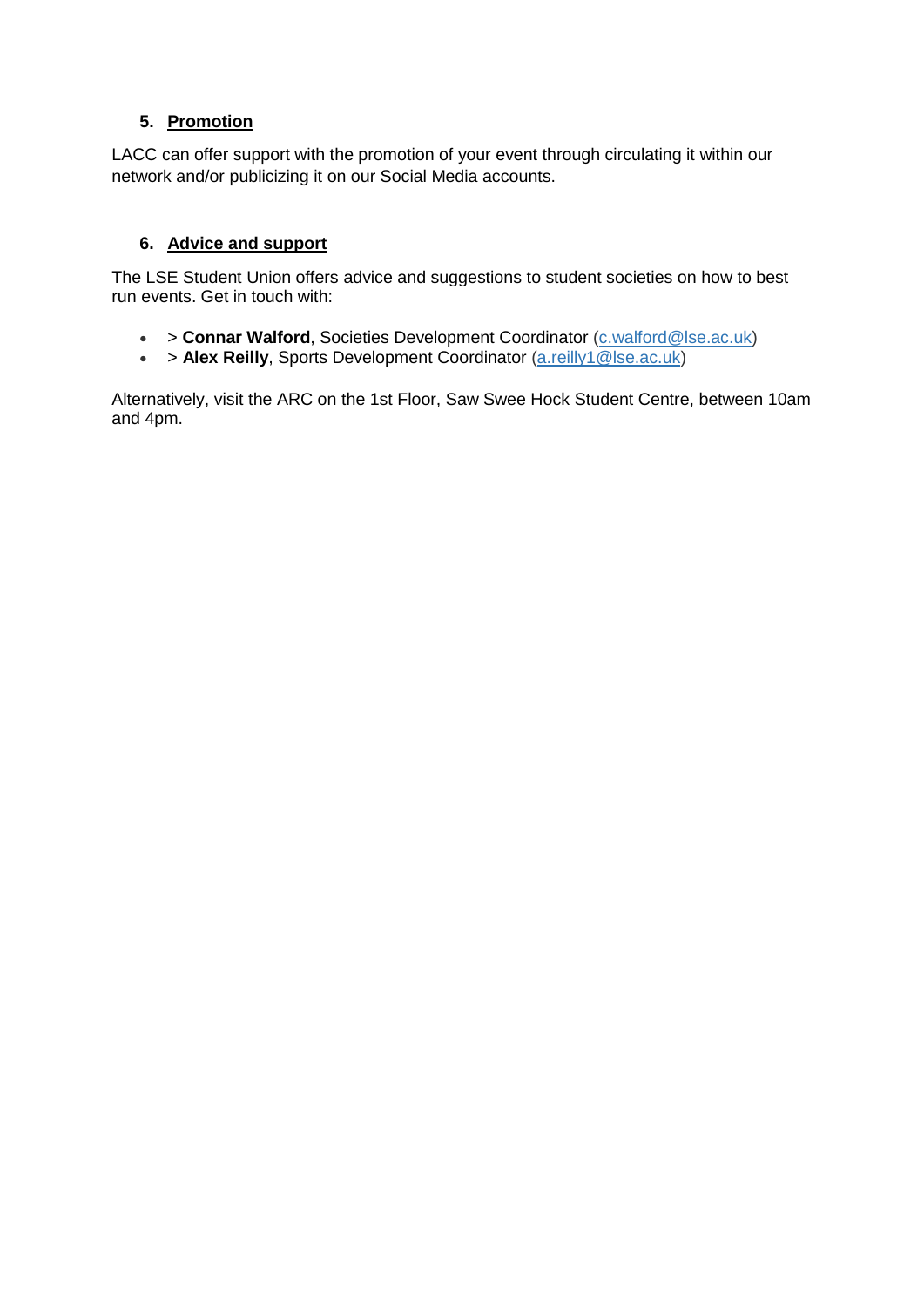## 5. Promotion

LACC can offer support with the promotion of your event through circulating it within our network and/or publicizing it on our Social Media accounts.

## 6. Advice and support

The LSE Student Union offers advice and suggestions to student societies on how to best run events. Get in touch with:

- > **Connar Walford**, Societies Development Coordinator (c.walford@lse.ac.uk)
- > **Alex Reilly**, Sports Development Coordinator (a.reilly1@lse.ac.uk)

Alternatively, visit the ARC on the 1st Floor, Saw Swee Hock Student Centre, between 10am and 4pm.